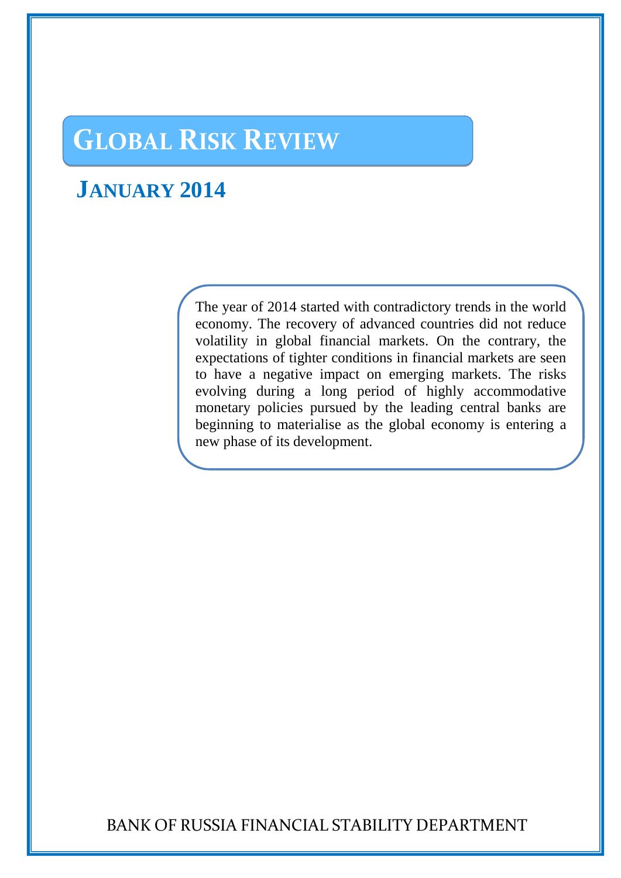# Global Risk Review

## January 2014

The year of 2014 started with contradictory trends in the world economy. The recovery of advanced countries did not reduce volatility in global financial markets. On the contrary, the expectations of tighter conditions in financial markets are seen to have a negative impact on emerging markets. The risks evolving during a long period of highly accommodative monetary policies pursued by the leading central banks are beginning to materialise as the global economy is entering a new phase of its development.

BANK OF RUSSIA FINANCIAL STABILITY DEPARTMENT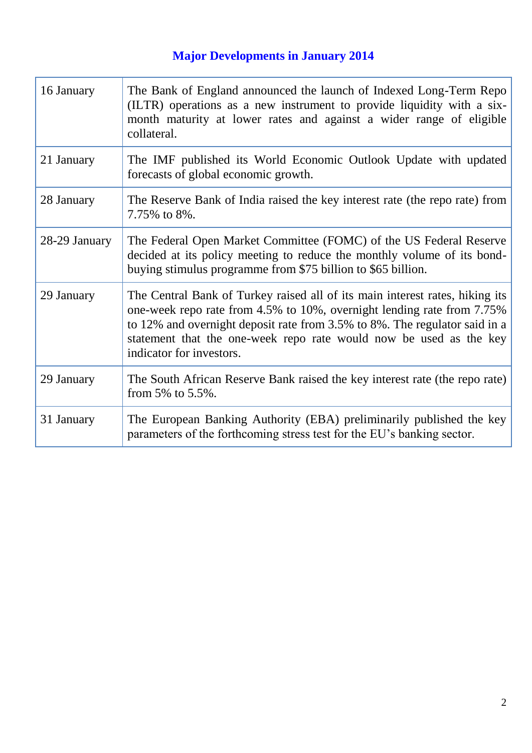## Major Developments in January 2014

| | |
|---|---|
| 16 January | The Bank of England announced the launch of Indexed Long-Term Repo (ILTR) operations as a new instrument to provide liquidity with a six-month maturity at lower rates and against a wider range of eligible collateral. |
| 21 January | The IMF published its World Economic Outlook Update with updated forecasts of global economic growth. |
| 28 January | The Reserve Bank of India raised the key interest rate (the repo rate) from 7.75% to 8%. |
| 28-29 January | The Federal Open Market Committee (FOMC) of the US Federal Reserve decided at its policy meeting to reduce the monthly volume of its bond-buying stimulus programme from $75 billion to $65 billion. |
| 29 January | The Central Bank of Turkey raised all of its main interest rates, hiking its one-week repo rate from 4.5% to 10%, overnight lending rate from 7.75% to 12% and overnight deposit rate from 3.5% to 8%. The regulator said in a statement that the one-week repo rate would now be used as the key indicator for investors. |
| 29 January | The South African Reserve Bank raised the key interest rate (the repo rate) from 5% to 5.5%. |
| 31 January | The European Banking Authority (EBA) preliminarily published the key parameters of the forthcoming stress test for the EU's banking sector. |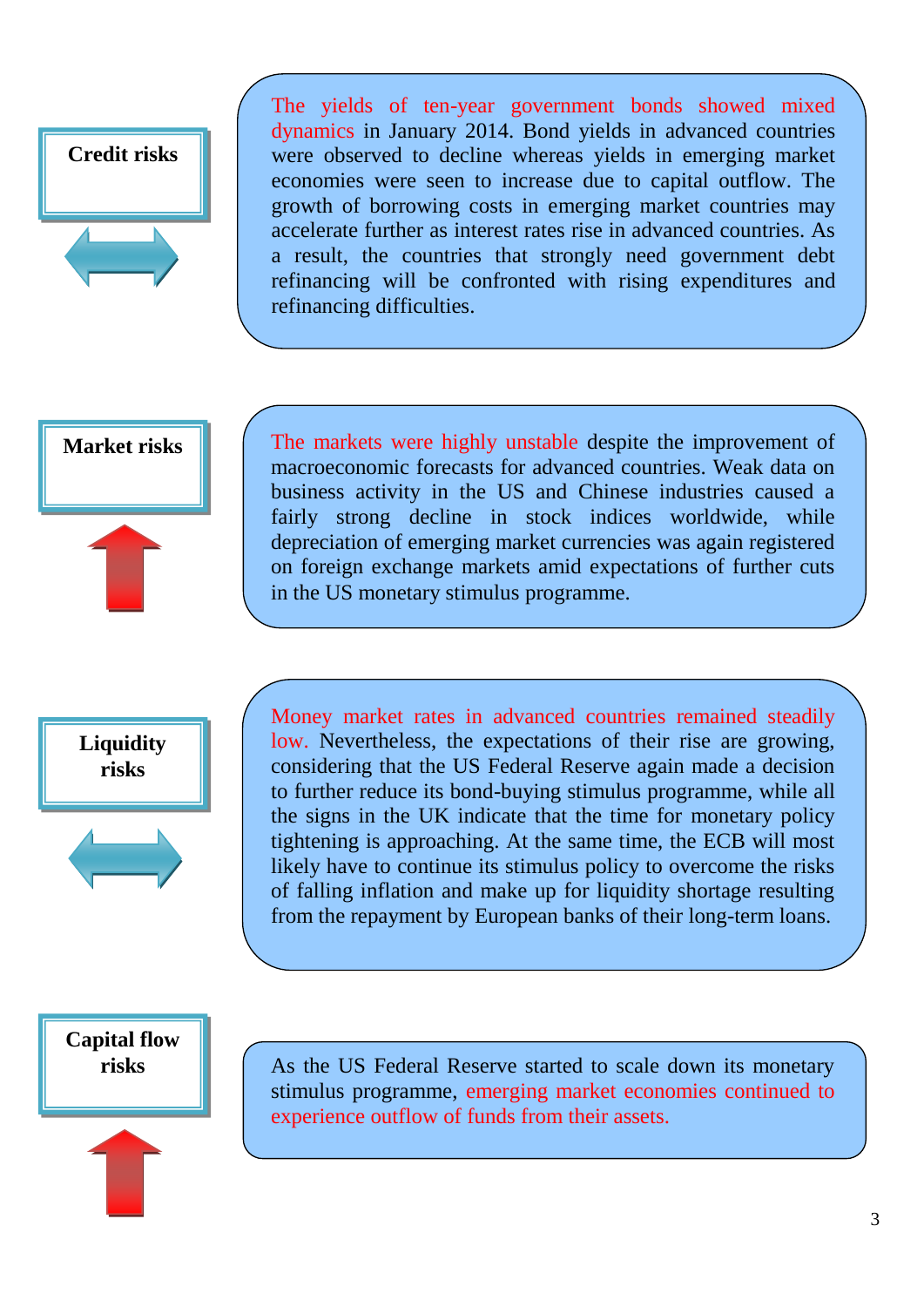**Credit risks**

The yields of ten-year government bonds showed mixed dynamics in January 2014. Bond yields in advanced countries were observed to decline whereas yields in emerging market economies were seen to increase due to capital outflow. The growth of borrowing costs in emerging market countries may accelerate further as interest rates rise in advanced countries. As a result, the countries that strongly need government debt refinancing will be confronted with rising expenditures and refinancing difficulties.

**Market risks**

The markets were highly unstable despite the improvement of macroeconomic forecasts for advanced countries. Weak data on business activity in the US and Chinese industries caused a fairly strong decline in stock indices worldwide, while depreciation of emerging market currencies was again registered on foreign exchange markets amid expectations of further cuts in the US monetary stimulus programme.

**Liquidity risks**

Money market rates in advanced countries remained steadily low. Nevertheless, the expectations of their rise are growing, considering that the US Federal Reserve again made a decision to further reduce its bond-buying stimulus programme, while all the signs in the UK indicate that the time for monetary policy tightening is approaching. At the same time, the ECB will most likely have to continue its stimulus policy to overcome the risks of falling inflation and make up for liquidity shortage resulting from the repayment by European banks of their long-term loans.

**Capital flow risks**

As the US Federal Reserve started to scale down its monetary stimulus programme, emerging market economies continued to experience outflow of funds from their assets.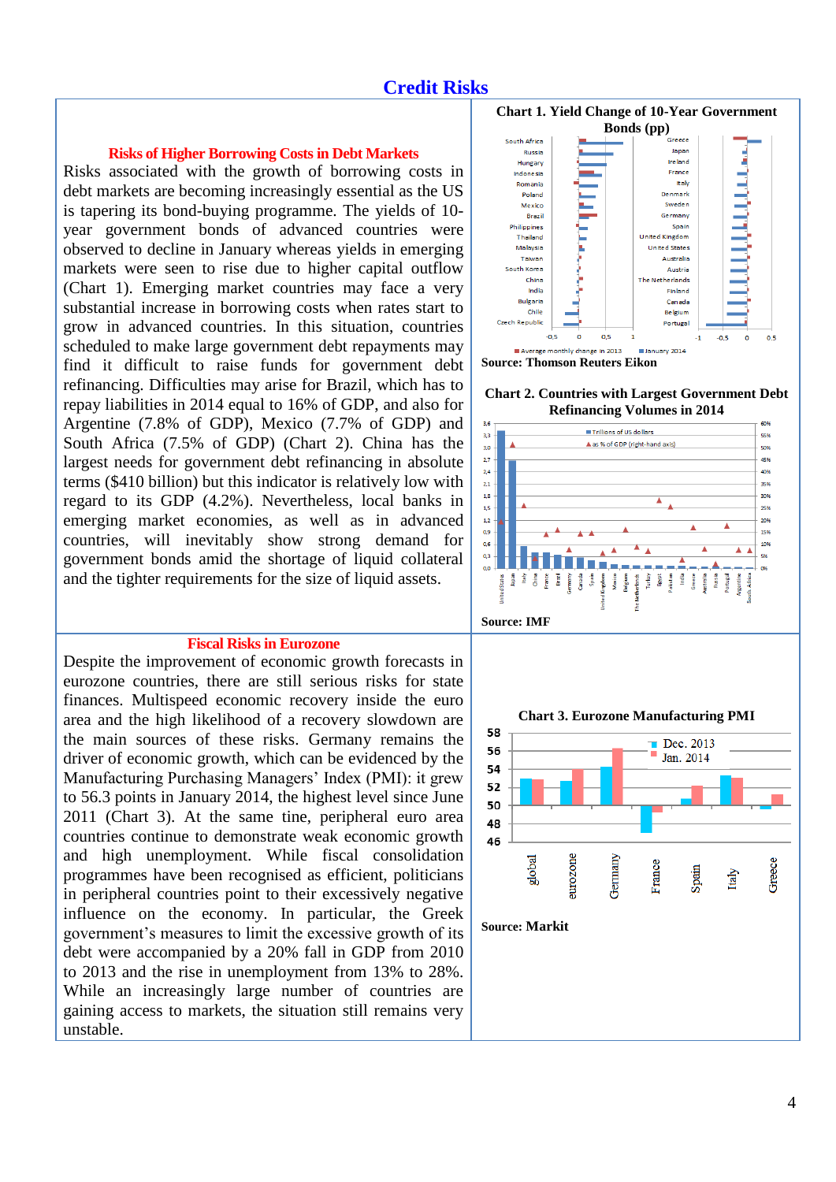# Credit Risks

### Risks of Higher Borrowing Costs in Debt Markets

Risks associated with the growth of borrowing costs in debt markets are becoming increasingly essential as the US is tapering its bond-buying programme. The yields of 10-year government bonds of advanced countries were observed to decline in January whereas yields in emerging markets were seen to rise due to higher capital outflow (Chart 1). Emerging market countries may face a very substantial increase in borrowing costs when rates start to grow in advanced countries. In this situation, countries scheduled to make large government debt repayments may find it difficult to raise funds for government debt refinancing. Difficulties may arise for Brazil, which has to repay liabilities in 2014 equal to 16% of GDP, and also for Argentine (7.8% of GDP), Mexico (7.7% of GDP) and South Africa (7.5% of GDP) (Chart 2). China has the largest needs for government debt refinancing in absolute terms ($410 billion) but this indicator is relatively low with regard to its GDP (4.2%). Nevertheless, local banks in emerging market economies, as well as in advanced countries, will inevitably show strong demand for government bonds amid the shortage of liquid collateral and the tighter requirements for the size of liquid assets.

**Chart 1. Yield Change of 10-Year Government Bonds (pp)**

**Source: Thomson Reuters Eikon**

**Chart 2. Countries with Largest Government Debt Refinancing Volumes in 2014**

**Source: IMF**

### Fiscal Risks in Eurozone

Despite the improvement of economic growth forecasts in eurozone countries, there are still serious risks for state finances. Multispeed economic recovery inside the euro area and the high likelihood of a recovery slowdown are the main sources of these risks. Germany remains the driver of economic growth, which can be evidenced by the Manufacturing Purchasing Managers' Index (PMI): it grew to 56.3 points in January 2014, the highest level since June 2011 (Chart 3). At the same tine, peripheral euro area countries continue to demonstrate weak economic growth and high unemployment. While fiscal consolidation programmes have been recognised as efficient, politicians in peripheral countries point to their excessively negative influence on the economy. In particular, the Greek government's measures to limit the excessive growth of its debt were accompanied by a 20% fall in GDP from 2010 to 2013 and the rise in unemployment from 13% to 28%. While an increasingly large number of countries are gaining access to markets, the situation still remains very unstable.

**Chart 3. Eurozone Manufacturing PMI**

**Source: Markit**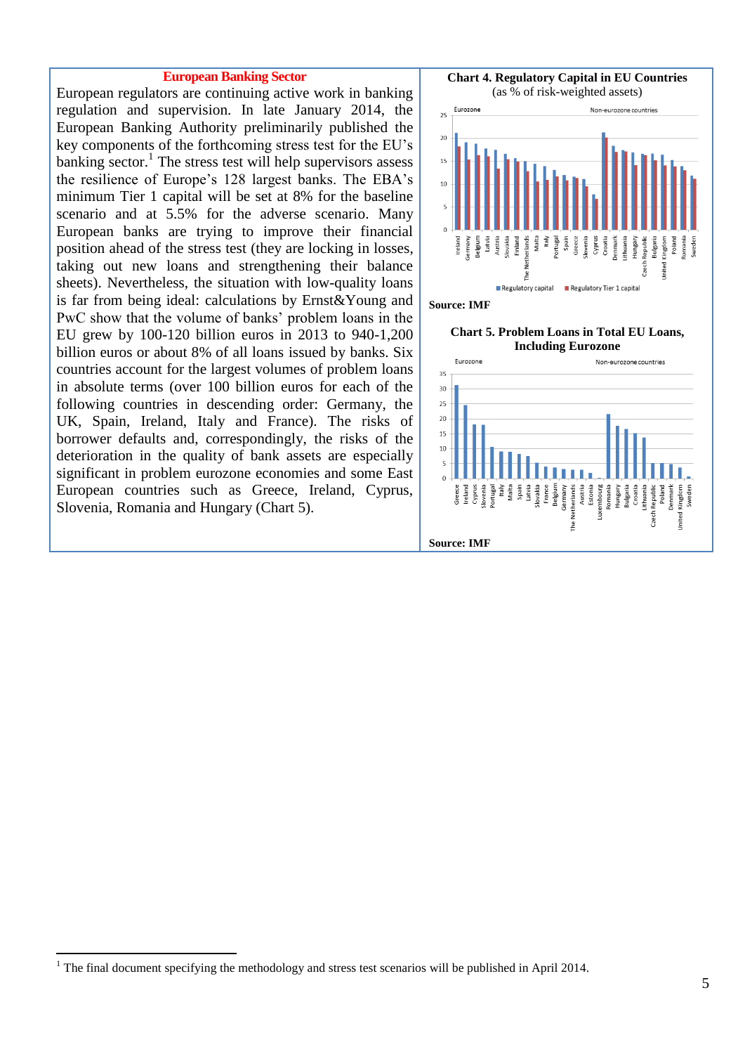## European Banking Sector

European regulators are continuing active work in banking regulation and supervision. In late January 2014, the European Banking Authority preliminarily published the key components of the forthcoming stress test for the EU's banking sector.[1] The stress test will help supervisors assess the resilience of Europe's 128 largest banks. The EBA's minimum Tier 1 capital will be set at 8% for the baseline scenario and at 5.5% for the adverse scenario. Many European banks are trying to improve their financial position ahead of the stress test (they are locking in losses, taking out new loans and strengthening their balance sheets). Nevertheless, the situation with low-quality loans is far from being ideal: calculations by Ernst&Young and PwC show that the volume of banks' problem loans in the EU grew by 100-120 billion euros in 2013 to 940-1,200 billion euros or about 8% of all loans issued by banks. Six countries account for the largest volumes of problem loans in absolute terms (over 100 billion euros for each of the following countries in descending order: Germany, the UK, Spain, Ireland, Italy and France). The risks of borrower defaults and, correspondingly, the risks of the deterioration in the quality of bank assets are especially significant in problem eurozone economies and some East European countries such as Greece, Ireland, Cyprus, Slovenia, Romania and Hungary (Chart 5).

**Chart 4. Regulatory Capital in EU Countries**
(as % of risk-weighted assets)

Source: IMF

**Chart 5. Problem Loans in Total EU Loans, Including Eurozone**

Source: IMF

[1] The final document specifying the methodology and stress test scenarios will be published in April 2014.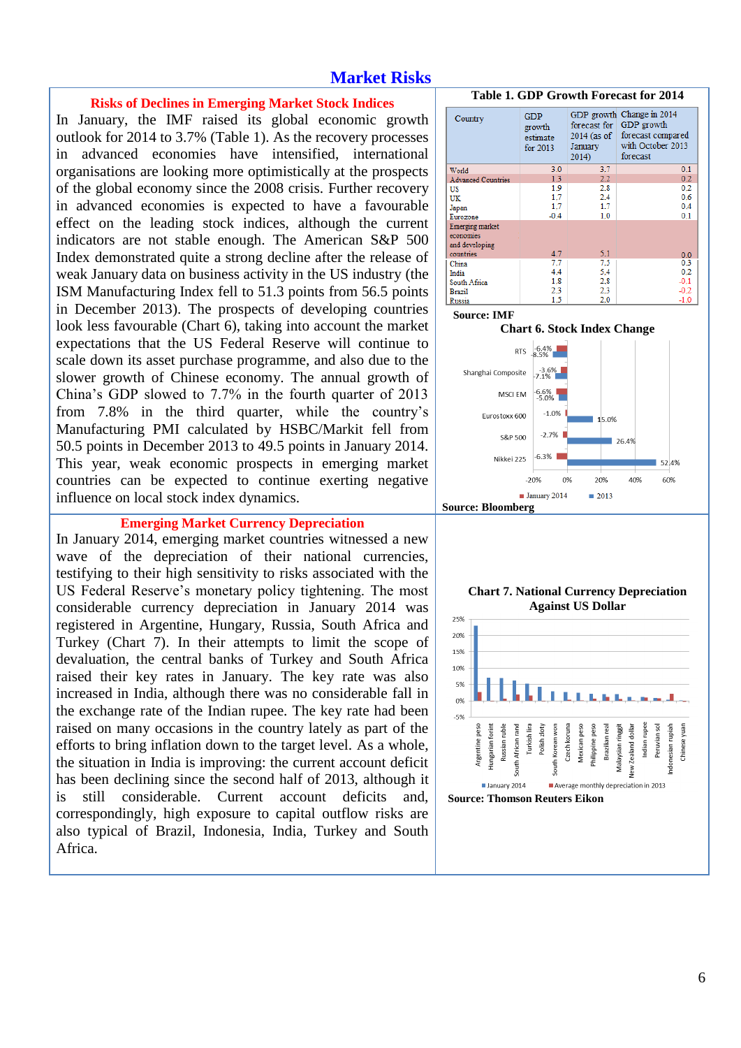# Market Risks

## Risks of Declines in Emerging Market Stock Indices

In January, the IMF raised its global economic growth outlook for 2014 to 3.7% (Table 1). As the recovery processes in advanced economies have intensified, international organisations are looking more optimistically at the prospects of the global economy since the 2008 crisis. Further recovery in advanced economies is expected to have a favourable effect on the leading stock indices, although the current indicators are not stable enough. The American S&P 500 Index demonstrated quite a strong decline after the release of weak January data on business activity in the US industry (the ISM Manufacturing Index fell to 51.3 points from 56.5 points in December 2013). The prospects of developing countries look less favourable (Chart 6), taking into account the market expectations that the US Federal Reserve will continue to scale down its asset purchase programme, and also due to the slower growth of Chinese economy. The annual growth of China's GDP slowed to 7.7% in the fourth quarter of 2013 from 7.8% in the third quarter, while the country's Manufacturing PMI calculated by HSBC/Markit fell from 50.5 points in December 2013 to 49.5 points in January 2014. This year, weak economic prospects in emerging market countries can be expected to continue exerting negative influence on local stock index dynamics.

**Table 1. GDP Growth Forecast for 2014**

| Country | GDP growth estimate for 2013 | GDP growth forecast for 2014 (as of January 2014) | Change in 2014 GDP growth forecast compared with October 2013 forecast |
|---|---|---|---|
| World | 3.0 | 3.7 | 0.1 |
| Advanced Countries | 1.3 | 2.2 | 0.2 |
| US | 1.9 | 2.8 | 0.2 |
| UK | 1.7 | 2.4 | 0.6 |
| Japan | 1.7 | 1.7 | 0.4 |
| Eurozone | -0.4 | 1.0 | 0.1 |
| Emerging market economies and developing countries | 4.7 | 5.1 | 0.0 |
| China | 7.7 | 7.5 | 0.3 |
| India | 4.4 | 5.4 | 0.2 |
| South Africa | 1.8 | 2.8 | -0.1 |
| Brazil | 2.3 | 2.3 | -0.2 |
| Russia | 1.5 | 2.0 | -1.0 |

Source: IMF

**Chart 6. Stock Index Change**

| Index | January 2014 | 2013 |
|---|---|---|
| RTS | -6.4% | -8.5% |
| Shanghai Composite | -3.6% | -7.1% |
| MSCI EM | -6.6% | -5.0% |
| Eurostoxx 600 | -1.0% | 15.0% |
| S&P 500 | -2.7% | 26.4% |
| Nikkei 225 | -6.3% | 52.4% |

Source: Bloomberg

## Emerging Market Currency Depreciation

In January 2014, emerging market countries witnessed a new wave of the depreciation of their national currencies, testifying to their high sensitivity to risks associated with the US Federal Reserve's monetary policy tightening. The most considerable currency depreciation in January 2014 was registered in Argentine, Hungary, Russia, South Africa and Turkey (Chart 7). In their attempts to limit the scope of devaluation, the central banks of Turkey and South Africa raised their key rates in January. The key rate was also increased in India, although there was no considerable fall in the exchange rate of the Indian rupee. The key rate had been raised on many occasions in the country lately as part of the efforts to bring inflation down to the target level. As a whole, the situation in India is improving: the current account deficit has been declining since the second half of 2013, although it is still considerable. Current account deficits and, correspondingly, high exposure to capital outflow risks are also typical of Brazil, Indonesia, India, Turkey and South Africa.

**Chart 7. National Currency Depreciation Against US Dollar**

Currencies shown: Argentine peso, Hungarian forint, Russian ruble, South African rand, Turkish lira, Polish zloty, South Korean won, Czech koruna, Mexican peso, Philippine peso, Brazilian real, Malaysian ringgit, New Zealand dollar, Indian rupee, Peruvian sol, Indonesian rupiah, Chinese yuan

Legend: January 2014; Average monthly depreciation in 2013

Source: Thomson Reuters Eikon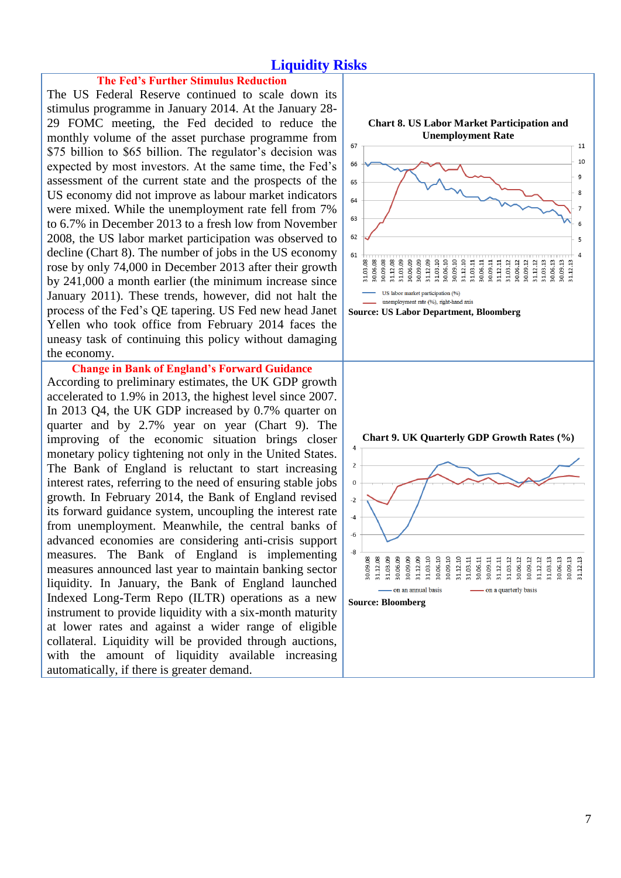# Liquidity Risks

## The Fed's Further Stimulus Reduction

The US Federal Reserve continued to scale down its stimulus programme in January 2014. At the January 28-29 FOMC meeting, the Fed decided to reduce the monthly volume of the asset purchase programme from \$75 billion to \$65 billion. The regulator's decision was expected by most investors. At the same time, the Fed's assessment of the current state and the prospects of the US economy did not improve as labour market indicators were mixed. While the unemployment rate fell from 7% to 6.7% in December 2013 to a fresh low from November 2008, the US labor market participation was observed to decline (Chart 8). The number of jobs in the US economy rose by only 74,000 in December 2013 after their growth by 241,000 a month earlier (the minimum increase since January 2011). These trends, however, did not halt the process of the Fed's QE tapering. US Fed new head Janet Yellen who took office from February 2014 faces the uneasy task of continuing this policy without damaging the economy.

**Chart 8. US Labor Market Participation and Unemployment Rate**

Source: US Labor Department, Bloomberg

## Change in Bank of England's Forward Guidance

According to preliminary estimates, the UK GDP growth accelerated to 1.9% in 2013, the highest level since 2007. In 2013 Q4, the UK GDP increased by 0.7% quarter on quarter and by 2.7% year on year (Chart 9). The improving of the economic situation brings closer monetary policy tightening not only in the United States. The Bank of England is reluctant to start increasing interest rates, referring to the need of ensuring stable jobs growth. In February 2014, the Bank of England revised its forward guidance system, uncoupling the interest rate from unemployment. Meanwhile, the central banks of advanced economies are considering anti-crisis support measures. The Bank of England is implementing measures announced last year to maintain banking sector liquidity. In January, the Bank of England launched Indexed Long-Term Repo (ILTR) operations as a new instrument to provide liquidity with a six-month maturity at lower rates and against a wider range of eligible collateral. Liquidity will be provided through auctions, with the amount of liquidity available increasing automatically, if there is greater demand.

**Chart 9. UK Quarterly GDP Growth Rates (%)**

Source: Bloomberg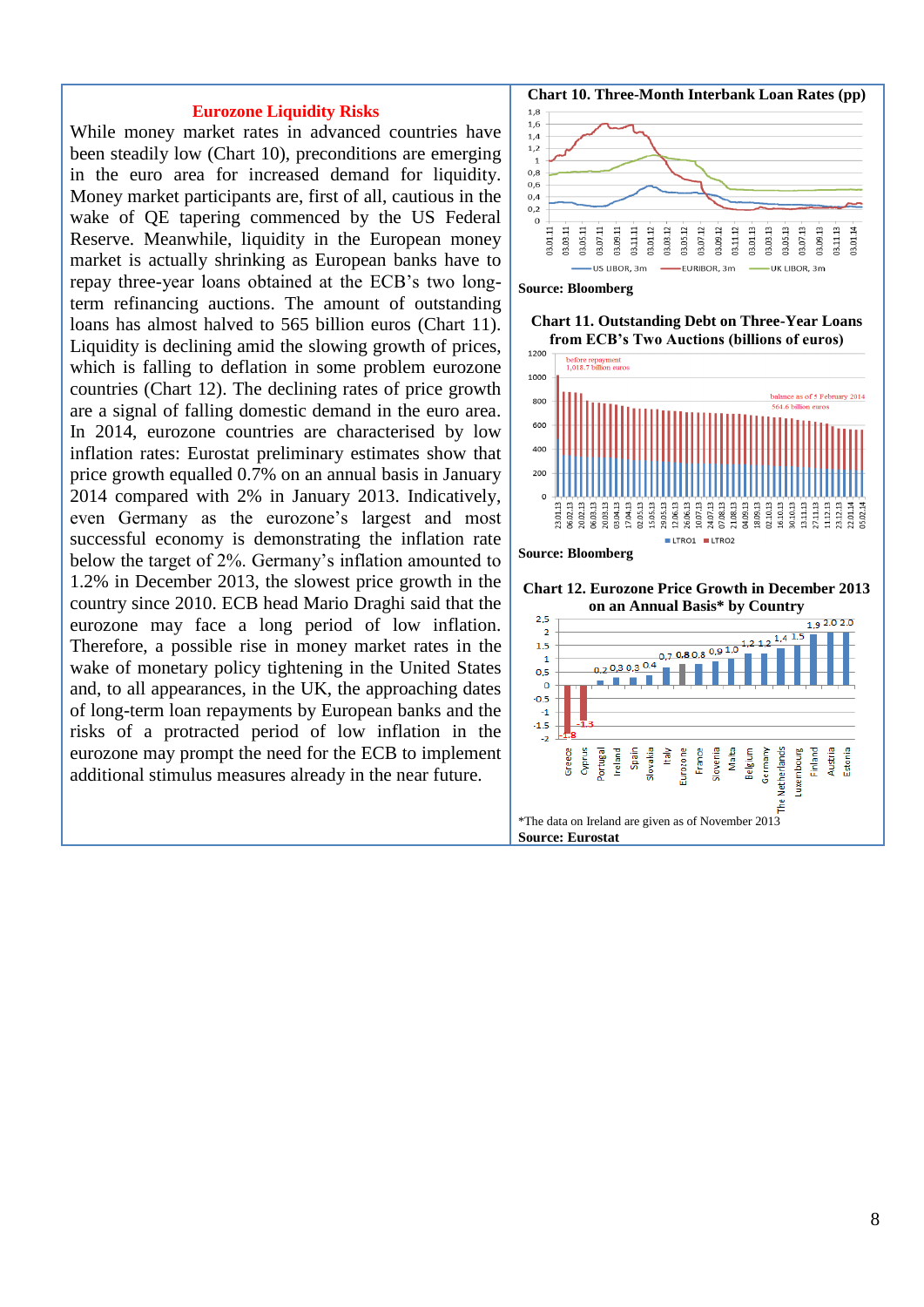## Eurozone Liquidity Risks

While money market rates in advanced countries have been steadily low (Chart 10), preconditions are emerging in the euro area for increased demand for liquidity. Money market participants are, first of all, cautious in the wake of QE tapering commenced by the US Federal Reserve. Meanwhile, liquidity in the European money market is actually shrinking as European banks have to repay three-year loans obtained at the ECB's two long-term refinancing auctions. The amount of outstanding loans has almost halved to 565 billion euros (Chart 11). Liquidity is declining amid the slowing growth of prices, which is falling to deflation in some problem eurozone countries (Chart 12). The declining rates of price growth are a signal of falling domestic demand in the euro area. In 2014, eurozone countries are characterised by low inflation rates: Eurostat preliminary estimates show that price growth equalled 0.7% on an annual basis in January 2014 compared with 2% in January 2013. Indicatively, even Germany as the eurozone's largest and most successful economy is demonstrating the inflation rate below the target of 2%. Germany's inflation amounted to 1.2% in December 2013, the slowest price growth in the country since 2010. ECB head Mario Draghi said that the eurozone may face a long period of low inflation. Therefore, a possible rise in money market rates in the wake of monetary policy tightening in the United States and, to all appearances, in the UK, the approaching dates of long-term loan repayments by European banks and the risks of a protracted period of low inflation in the eurozone may prompt the need for the ECB to implement additional stimulus measures already in the near future.

**Chart 10. Three-Month Interbank Loan Rates (pp)**

US LIBOR, 3m; EURIBOR, 3m; UK LIBOR, 3m

**Source: Bloomberg**

**Chart 11. Outstanding Debt on Three-Year Loans from ECB's Two Auctions (billions of euros)**

before repayment 1,018.7 billion euros; balance as of 5 February 2014 564.6 billion euros

LTRO1; LTRO2

**Source: Bloomberg**

**Chart 12. Eurozone Price Growth in December 2013 on an Annual Basis* by Country**

| Country | % |
|---|---|
| Greece | -1.8 |
| Cyprus | -1.3 |
| Portugal | 0.2 |
| Ireland | 0.3 |
| Spain | 0.3 |
| Slovakia | 0.4 |
| Italy | 0.7 |
| Eurozone | 0.8 |
| France | 0.8 |
| Slovenia | 0.9 |
| Malta | 1.0 |
| Belgium | 1.2 |
| Germany | 1.2 |
| The Netherlands | 1.4 |
| Luxembourg | 1.5 |
| Finland | 1.9 |
| Austria | 2.0 |
| Estonia | 2.0 |

*The data on Ireland are given as of November 2013

**Source: Eurostat**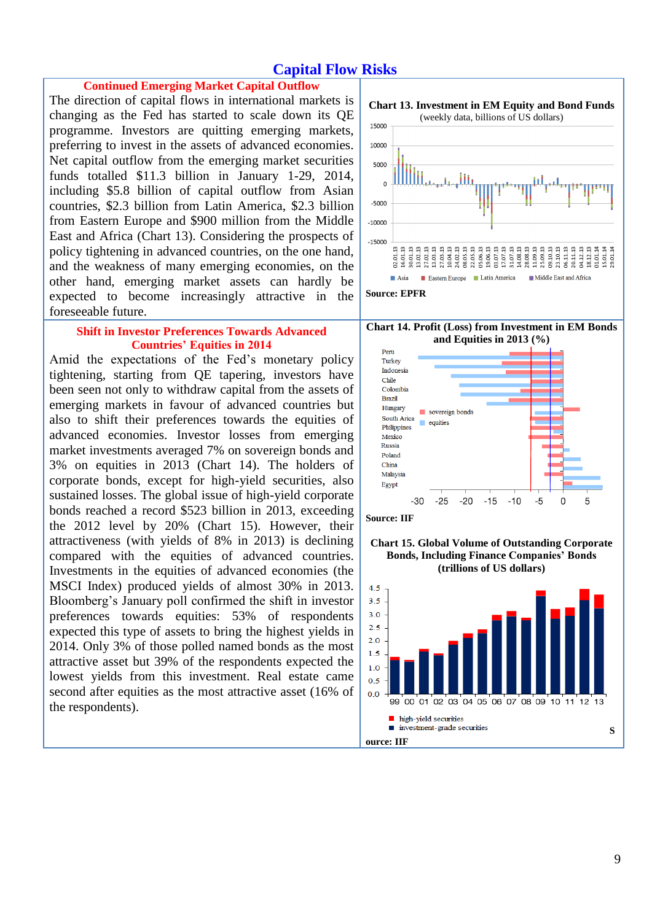# Capital Flow Risks

### Continued Emerging Market Capital Outflow

The direction of capital flows in international markets is changing as the Fed has started to scale down its QE programme. Investors are quitting emerging markets, preferring to invest in the assets of advanced economies. Net capital outflow from the emerging market securities funds totalled $11.3 billion in January 1-29, 2014, including $5.8 billion of capital outflow from Asian countries, $2.3 billion from Latin America, $2.3 billion from Eastern Europe and $900 million from the Middle East and Africa (Chart 13). Considering the prospects of policy tightening in advanced countries, on the one hand, and the weakness of many emerging economies, on the other hand, emerging market assets can hardly be expected to become increasingly attractive in the foreseeable future.

**Chart 13. Investment in EM Equity and Bond Funds**
(weekly data, billions of US dollars)

Source: EPFR

### Shift in Investor Preferences Towards Advanced Countries' Equities in 2014

Amid the expectations of the Fed's monetary policy tightening, starting from QE tapering, investors have been seen not only to withdraw capital from the assets of emerging markets in favour of advanced countries but also to shift their preferences towards the equities of advanced economies. Investor losses from emerging market investments averaged 7% on sovereign bonds and 3% on equities in 2013 (Chart 14). The holders of corporate bonds, except for high-yield securities, also sustained losses. The global issue of high-yield corporate bonds reached a record $523 billion in 2013, exceeding the 2012 level by 20% (Chart 15). However, their attractiveness (with yields of 8% in 2013) is declining compared with the equities of advanced countries. Investments in the equities of advanced economies (the MSCI Index) produced yields of almost 30% in 2013. Bloomberg's January poll confirmed the shift in investor preferences towards equities: 53% of respondents expected this type of assets to bring the highest yields in 2014. Only 3% of those polled named bonds as the most attractive asset but 39% of the respondents expected the lowest yields from this investment. Real estate came second after equities as the most attractive asset (16% of the respondents).

**Chart 14. Profit (Loss) from Investment in EM Bonds and Equities in 2013 (%)**

Source: IIF

**Chart 15. Global Volume of Outstanding Corporate Bonds, Including Finance Companies' Bonds (trillions of US dollars)**

Source: IIF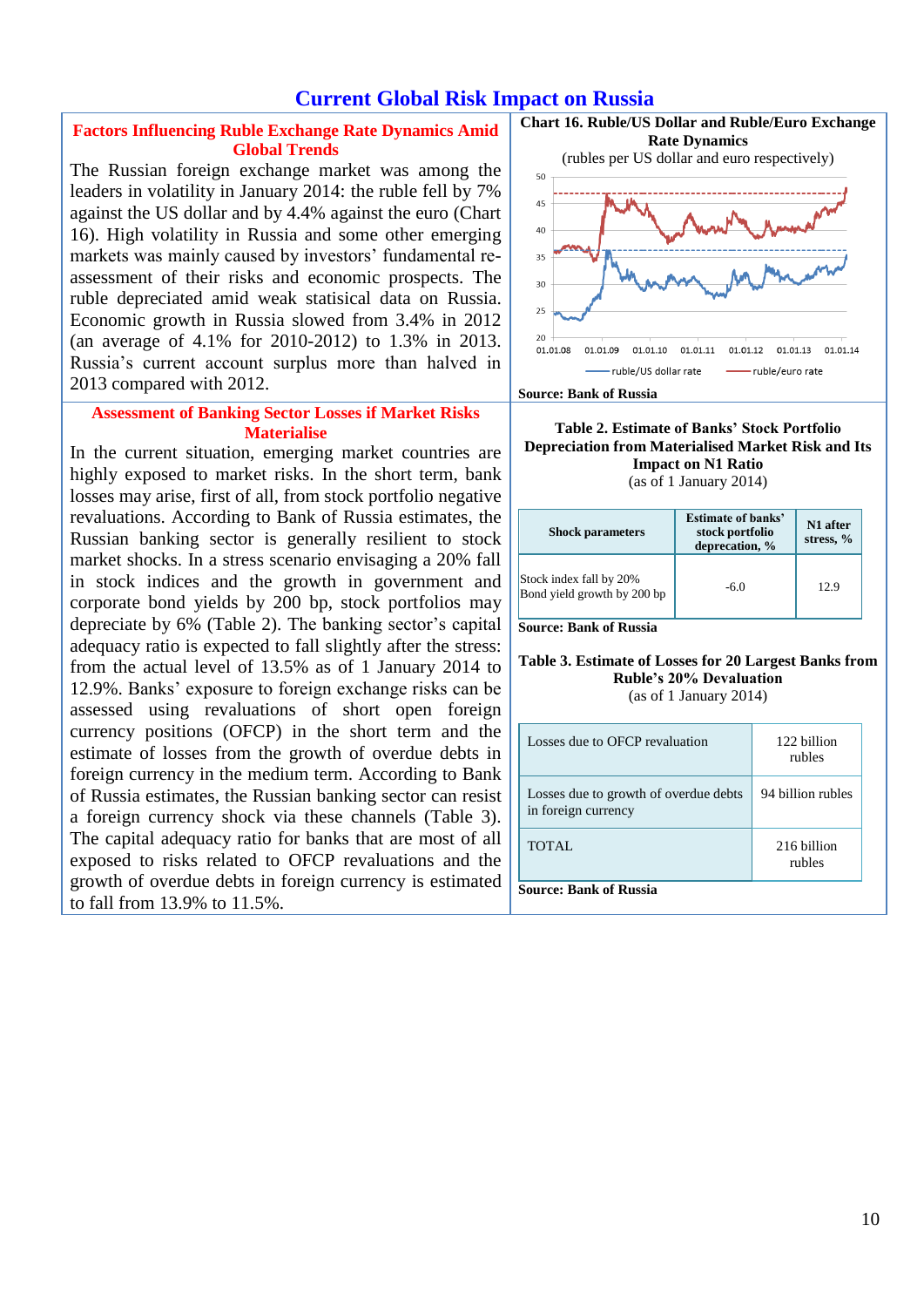# Current Global Risk Impact on Russia

## Factors Influencing Ruble Exchange Rate Dynamics Amid Global Trends

The Russian foreign exchange market was among the leaders in volatility in January 2014: the ruble fell by 7% against the US dollar and by 4.4% against the euro (Chart 16). High volatility in Russia and some other emerging markets was mainly caused by investors' fundamental re-assessment of their risks and economic prospects. The ruble depreciated amid weak statisical data on Russia. Economic growth in Russia slowed from 3.4% in 2012 (an average of 4.1% for 2010-2012) to 1.3% in 2013. Russia's current account surplus more than halved in 2013 compared with 2012.

**Chart 16. Ruble/US Dollar and Ruble/Euro Exchange Rate Dynamics**

(rubles per US dollar and euro respectively)

50
45
40
35
30
25
20

01.01.08 01.01.09 01.01.10 01.01.11 01.01.12 01.01.13 01.01.14

ruble/US dollar rate
ruble/euro rate

**Source: Bank of Russia**

## Assessment of Banking Sector Losses if Market Risks Materialise

In the current situation, emerging market countries are highly exposed to market risks. In the short term, bank losses may arise, first of all, from stock portfolio negative revaluations. According to Bank of Russia estimates, the Russian banking sector is generally resilient to stock market shocks. In a stress scenario envisaging a 20% fall in stock indices and the growth in government and corporate bond yields by 200 bp, stock portfolios may depreciate by 6% (Table 2). The banking sector's capital adequacy ratio is expected to fall slightly after the stress: from the actual level of 13.5% as of 1 January 2014 to 12.9%. Banks' exposure to foreign exchange risks can be assessed using revaluations of short open foreign currency positions (OFCP) in the short term and the estimate of losses from the growth of overdue debts in foreign currency in the medium term. According to Bank of Russia estimates, the Russian banking sector can resist a foreign currency shock via these channels (Table 3). The capital adequacy ratio for banks that are most of all exposed to risks related to OFCP revaluations and the growth of overdue debts in foreign currency is estimated to fall from 13.9% to 11.5%.

**Table 2. Estimate of Banks' Stock Portfolio Depreciation from Materialised Market Risk and Its Impact on N1 Ratio**

(as of 1 January 2014)

| Shock parameters | Estimate of banks' stock portfolio deprecation, % | N1 after stress, % |
|---|---|---|
| Stock index fall by 20%<br>Bond yield growth by 200 bp | -6.0 | 12.9 |

**Source: Bank of Russia**

**Table 3. Estimate of Losses for 20 Largest Banks from Ruble's 20% Devaluation**

(as of 1 January 2014)

| | |
|---|---|
| Losses due to OFCP revaluation | 122 billion rubles |
| Losses due to growth of overdue debts in foreign currency | 94 billion rubles |
| TOTAL | 216 billion rubles |

**Source: Bank of Russia**